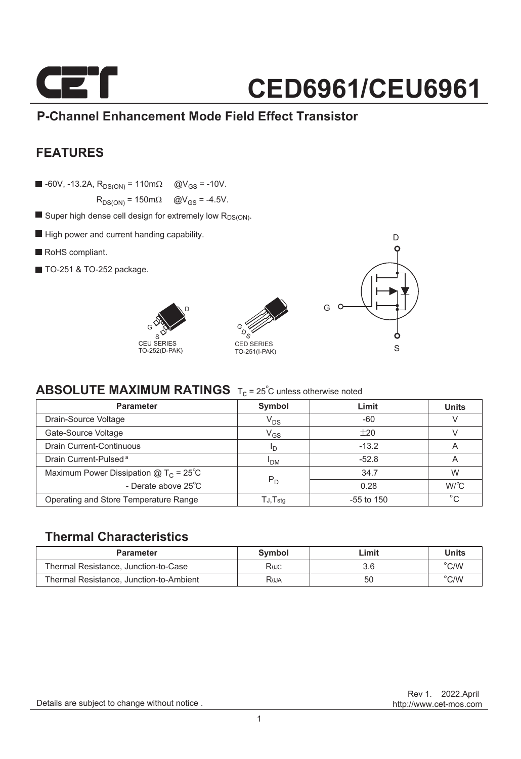# CED6961/CEU6961

## P-Channel Enhancement Mode Field Effect Transistor

## FEATURES

- -60V, -13.2A, $R_{DS(ON)}$ = 110mΩ @$V_{GS}$ = -10V.
  $R_{DS(ON)}$ = 150mΩ @$V_{GS}$ = -4.5V.
- Super high dense cell design for extremely low $R_{DS(ON)}$.
- High power and current handing capability.
- RoHS compliant.
- TO-251 & TO-252 package.

CEU SERIES TO-252(D-PAK)

CED SERIES TO-251(I-PAK)

## ABSOLUTE MAXIMUM RATINGS $T_C$ = 25°C unless otherwise noted

| Parameter | Symbol | Limit | Units |
|---|---|---|---|
| Drain-Source Voltage | $V_{DS}$ | -60 | V |
| Gate-Source Voltage | $V_{GS}$ | ±20 | V |
| Drain Current-Continuous | $I_D$ | -13.2 | A |
| Drain Current-Pulsed [a] | $I_{DM}$ | -52.8 | A |
| Maximum Power Dissipation @ $T_C$ = 25°C | $P_D$ | 34.7 | W |
| - Derate above 25°C | | 0.28 | W/°C |
| Operating and Store Temperature Range | $T_J$,$T_{stg}$ | -55 to 150 | °C |

## Thermal Characteristics

| Parameter | Symbol | Limit | Units |
|---|---|---|---|
| Thermal Resistance, Junction-to-Case | $R_{\theta JC}$ | 3.6 | °C/W |
| Thermal Resistance, Junction-to-Ambient | $R_{\theta JA}$ | 50 | °C/W |

Details are subject to change without notice .

Rev 1. 2022.April
http://www.cet-mos.com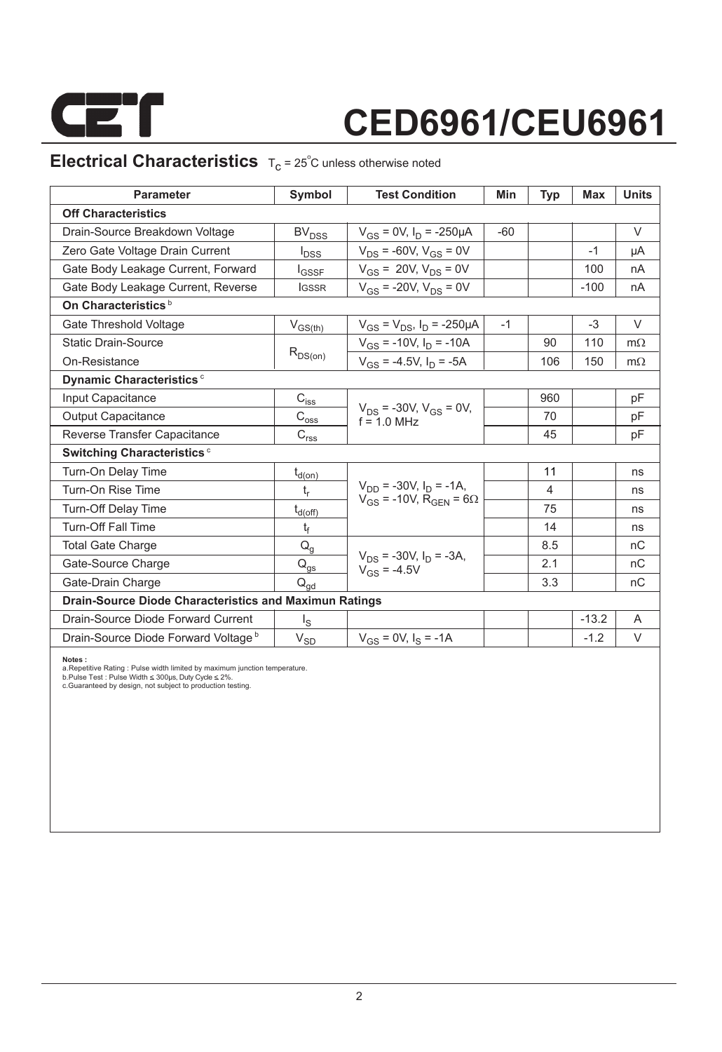# CED6961/CEU6961

## Electrical Characteristics $T_C = 25^{\circ}C$ unless otherwise noted

| Parameter | Symbol | Test Condition | Min | Typ | Max | Units |
|---|---|---|---|---|---|---|
| **Off Characteristics** | | | | | | |
| Drain-Source Breakdown Voltage | $BV_{DSS}$ | $V_{GS}$ = 0V, $I_D$ = -250µA | -60 | | | V |
| Zero Gate Voltage Drain Current | $I_{DSS}$ | $V_{DS}$ = -60V, $V_{GS}$ = 0V | | | -1 | µA |
| Gate Body Leakage Current, Forward | $I_{GSSF}$ | $V_{GS}$ = 20V, $V_{DS}$ = 0V | | | 100 | nA |
| Gate Body Leakage Current, Reverse | $I_{GSSR}$ | $V_{GS}$ = -20V, $V_{DS}$ = 0V | | | -100 | nA |
| **On Characteristics** [b] | | | | | | |
| Gate Threshold Voltage | $V_{GS(th)}$ | $V_{GS}$ = $V_{DS}$, $I_D$ = -250µA | -1 | | -3 | V |
| Static Drain-Source | $R_{DS(on)}$ | $V_{GS}$ = -10V, $I_D$ = -10A | | 90 | 110 | mΩ |
| On-Resistance | | $V_{GS}$ = -4.5V, $I_D$ = -5A | | 106 | 150 | mΩ |
| **Dynamic Characteristics** [c] | | | | | | |
| Input Capacitance | $C_{iss}$ | $V_{DS}$ = -30V, $V_{GS}$ = 0V, f = 1.0 MHz | | 960 | | pF |
| Output Capacitance | $C_{oss}$ | | | 70 | | pF |
| Reverse Transfer Capacitance | $C_{rss}$ | | | 45 | | pF |
| **Switching Characteristics** [c] | | | | | | |
| Turn-On Delay Time | $t_{d(on)}$ | $V_{DD}$ = -30V, $I_D$ = -1A, $V_{GS}$ = -10V, $R_{GEN}$ = 6Ω | | 11 | | ns |
| Turn-On Rise Time | $t_r$ | | | 4 | | ns |
| Turn-Off Delay Time | $t_{d(off)}$ | | | 75 | | ns |
| Turn-Off Fall Time | $t_f$ | | | 14 | | ns |
| Total Gate Charge | $Q_g$ | $V_{DS}$ = -30V, $I_D$ = -3A, $V_{GS}$ = -4.5V | | 8.5 | | nC |
| Gate-Source Charge | $Q_{gs}$ | | | 2.1 | | nC |
| Gate-Drain Charge | $Q_{gd}$ | | | 3.3 | | nC |
| **Drain-Source Diode Characteristics and Maximun Ratings** | | | | | | |
| Drain-Source Diode Forward Current | $I_S$ | | | | -13.2 | A |
| Drain-Source Diode Forward Voltage [b] | $V_{SD}$ | $V_{GS}$ = 0V, $I_S$ = -1A | | | -1.2 | V |

**Notes :**
a.Repetitive Rating : Pulse width limited by maximum junction temperature.
b.Pulse Test : Pulse Width ≤ 300µs, Duty Cycle ≤ 2%.
c.Guaranteed by design, not subject to production testing.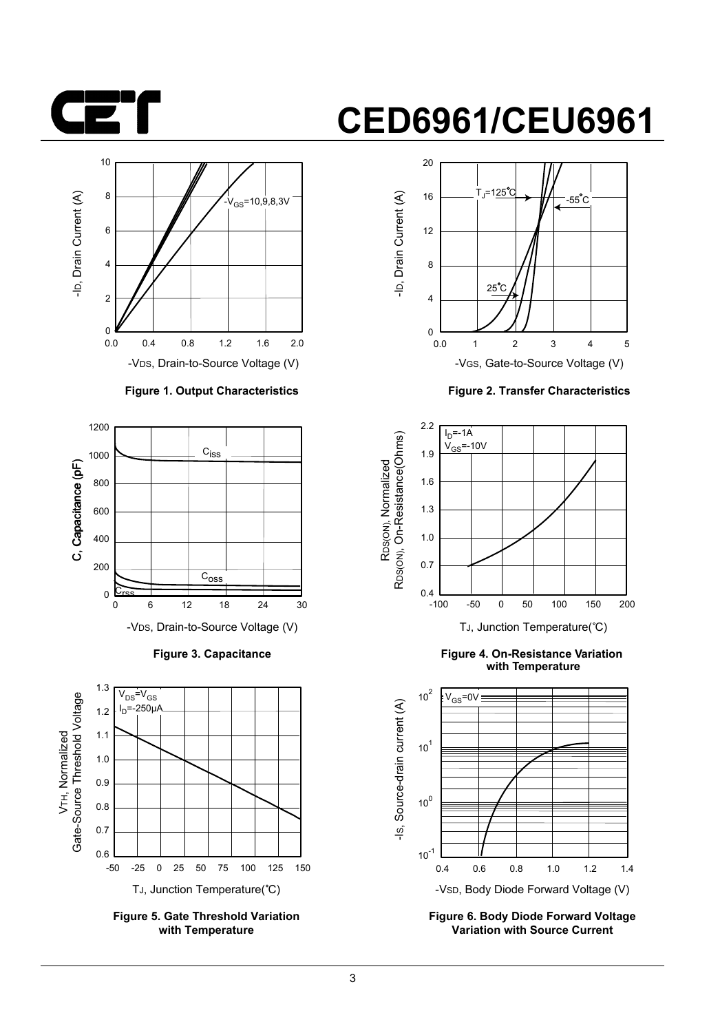# CED6961/CEU6961

$-V_{GS}$=10,9,8,3V

$-I_D$, Drain Current (A)

$-V_{DS}$, Drain-to-Source Voltage (V)

**Figure 1. Output Characteristics**

$T_J$=125°C

-55°C

25°C

$-I_D$, Drain Current (A)

$-V_{GS}$, Gate-to-Source Voltage (V)

**Figure 2. Transfer Characteristics**

$C_{iss}$

$C_{oss}$

$C_{rss}$

C, Capacitance (pF)

$-V_{DS}$, Drain-to-Source Voltage (V)

**Figure 3. Capacitance**

$I_D$=-1A

$V_{GS}$=-10V

$R_{DS(ON)}$, Normalized
$R_{DS(ON)}$, On-Resistance(Ohms)

$T_J$, Junction Temperature(°C)

**Figure 4. On-Resistance Variation with Temperature**

$V_{DS}$=$V_{GS}$

$I_D$=-250μA

$V_{TH}$, Normalized
Gate-Source Threshold Voltage

$T_J$, Junction Temperature(°C)

**Figure 5. Gate Threshold Variation with Temperature**

$V_{GS}$=0V

$-I_S$, Source-drain current (A)

$-V_{SD}$, Body Diode Forward Voltage (V)

**Figure 6. Body Diode Forward Voltage Variation with Source Current**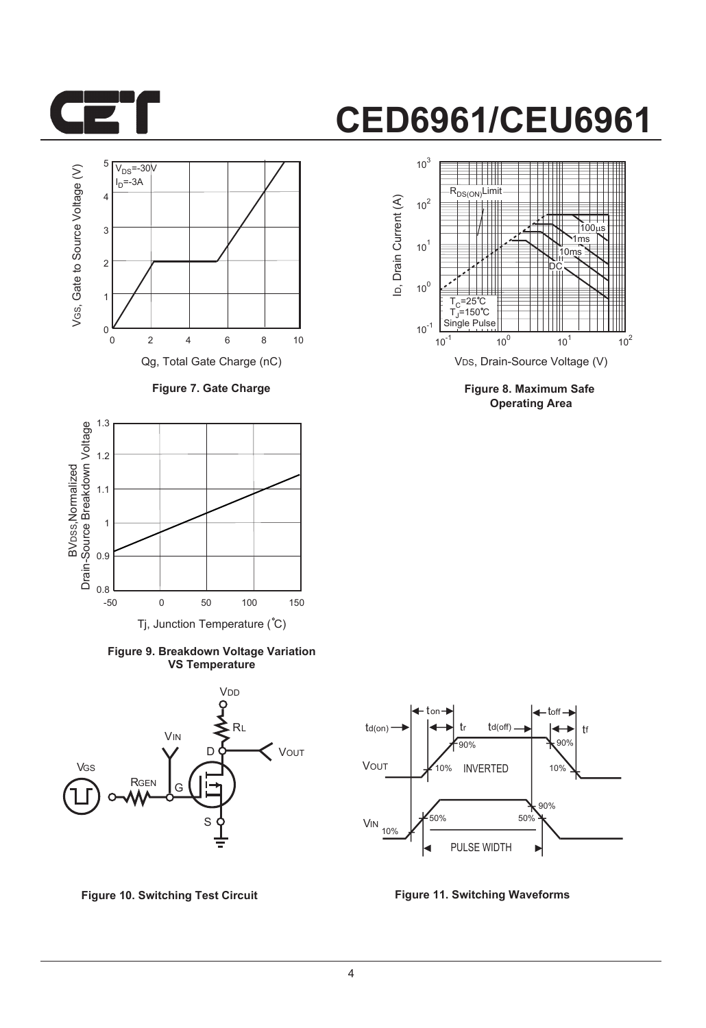Figure 7. Gate Charge

Figure 8. Maximum Safe Operating Area

Figure 9. Breakdown Voltage Variation VS Temperature

Figure 10. Switching Test Circuit

Figure 11. Switching Waveforms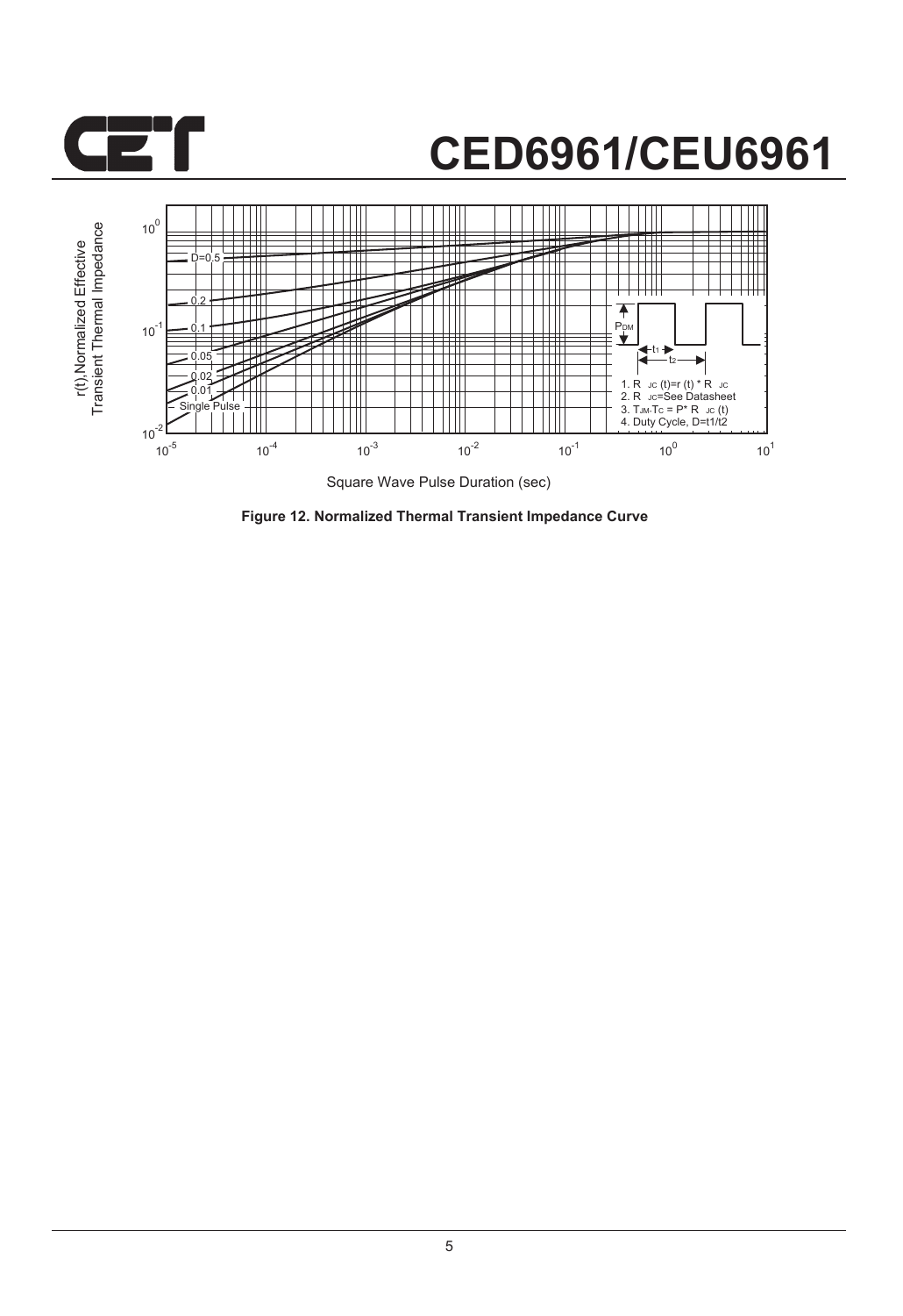# CED6961/CEU6961

r(t),Normalized Effective Transient Thermal Impedance

$10^0$

$10^{-1}$

$10^{-2}$

D=0.5

0.2

0.1

0.05

0.02

0.01

Single Pulse

$P_{DM}$

$t_1$

$t_2$

1. $R_{\theta JC}(t)=r(t) * R_{\theta JC}$
2. $R_{\theta JC}$=See Datasheet
3. $T_{JM}-T_C = P* R_{\theta JC}(t)$
4. Duty Cycle, D=t1/t2

$10^{-5}$ $10^{-4}$ $10^{-3}$ $10^{-2}$ $10^{-1}$ $10^0$ $10^1$

Square Wave Pulse Duration (sec)

**Figure 12. Normalized Thermal Transient Impedance Curve**